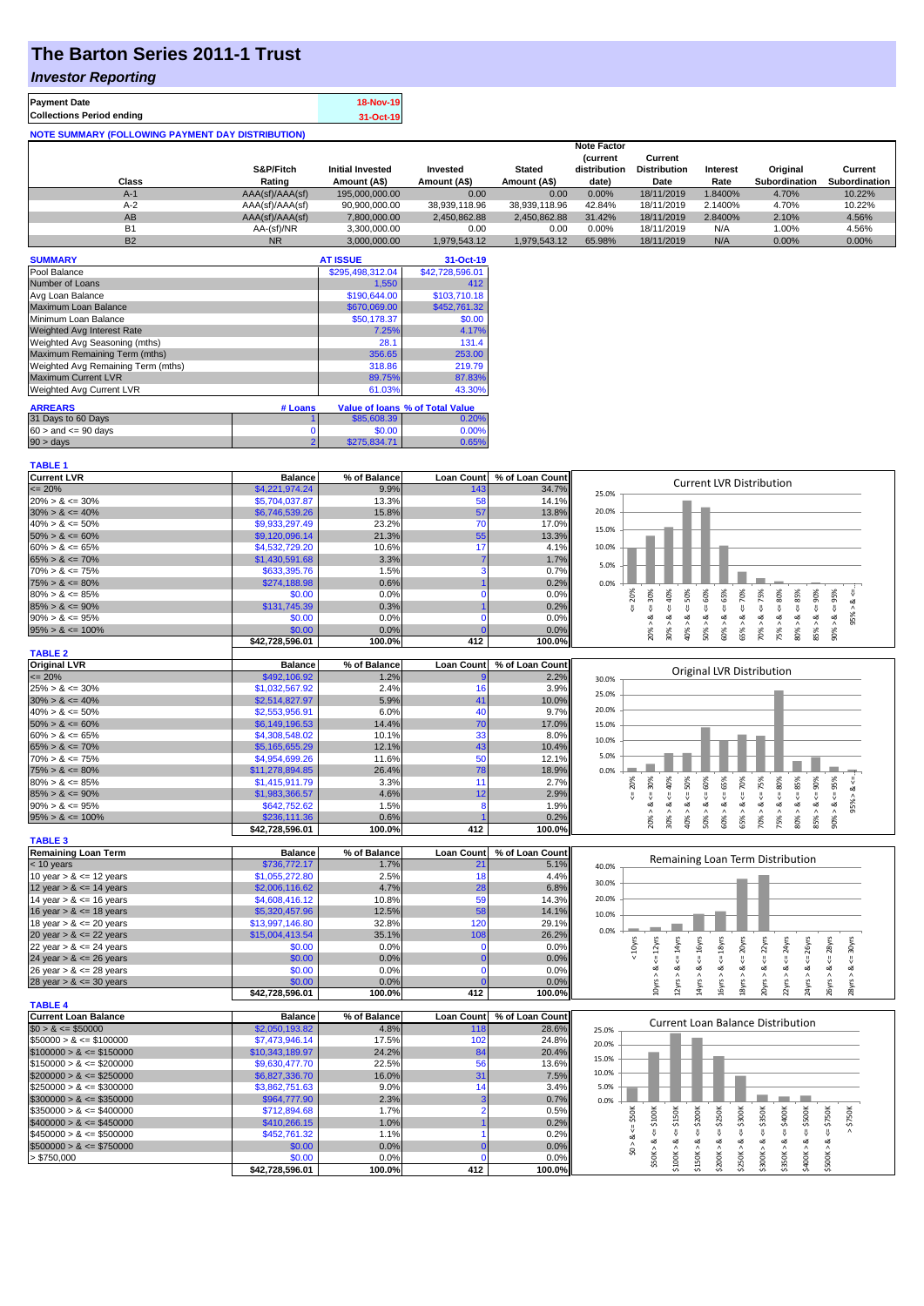# The Barton Series 2011-1 Trust

## *Investor Reporting*

| | |
|---|---|
| **Payment Date** | 18-Nov-19 |
| **Collections Period ending** | 31-Oct-19 |

**NOTE SUMMARY (FOLLOWING PAYMENT DAY DISTRIBUTION)**

| Class | S&P/Fitch Rating | Initial Invested Amount (A$) | Invested Amount (A$) | Stated Amount (A$) | Note Factor (current distribution date) | Current Distribution Date | Interest Rate | Original Subordination | Current Subordination |
|---|---|---|---|---|---|---|---|---|---|
| A-1 | AAA(sf)/AAA(sf) | 195,000,000.00 | 0.00 | 0.00 | 0.00% | 18/11/2019 | 1.8400% | 4.70% | 10.22% |
| A-2 | AAA(sf)/AAA(sf) | 90,900,000.00 | 38,939,118.96 | 38,939,118.96 | 42.84% | 18/11/2019 | 2.1400% | 4.70% | 10.22% |
| AB | AAA(sf)/AAA(sf) | 7,800,000.00 | 2,450,862.88 | 2,450,862.88 | 31.42% | 18/11/2019 | 2.8400% | 2.10% | 4.56% |
| B1 | AA-(sf)/NR | 3,300,000.00 | 0.00 | 0.00 | 0.00% | 18/11/2019 | N/A | 1.00% | 4.56% |
| B2 | NR | 3,000,000.00 | 1,979,543.12 | 1,979,543.12 | 65.98% | 18/11/2019 | N/A | 0.00% | 0.00% |

| SUMMARY | AT ISSUE | 31-Oct-19 |
|---|---|---|
| Pool Balance | $295,498,312.04 | $42,728,596.01 |
| Number of Loans | 1,550 | 412 |
| Avg Loan Balance | $190,644.00 | $103,710.18 |
| Maximum Loan Balance | $670,069.00 | $452,761.32 |
| Minimum Loan Balance | $50,178.37 | $0.00 |
| Weighted Avg Interest Rate | 7.25% | 4.17% |
| Weighted Avg Seasoning (mths) | 28.1 | 131.4 |
| Maximum Remaining Term (mths) | 356.65 | 253.00 |
| Weighted Avg Remaining Term (mths) | 318.86 | 219.79 |
| Maximum Current LVR | 89.75% | 87.83% |
| Weighted Avg Current LVR | 61.03% | 43.30% |

| ARREARS | # Loans | Value of loans | % of Total Value |
|---|---|---|---|
| 31 Days to 60 Days | 1 | $85,608.39 | 0.20% |
| $60 >$ and $<= 90$ days | 0 | $0.00 | 0.00% |
| $90 >$ days | 2 | $275,834.71 | 0.65% |

**TABLE 1**

| Current LVR | Balance | % of Balance | Loan Count | % of Loan Count |
|---|---|---|---|---|
| <= 20% | $4,221,974.24 | 9.9% | 143 | 34.7% |
| 20% > & <= 30% | $5,704,037.87 | 13.3% | 58 | 14.1% |
| 30% > & <= 40% | $6,746,539.26 | 15.8% | 57 | 13.8% |
| 40% > & <= 50% | $9,933,297.49 | 23.2% | 70 | 17.0% |
| 50% > & <= 60% | $9,120,096.14 | 21.3% | 55 | 13.3% |
| 60% > & <= 65% | $4,532,729.20 | 10.6% | 17 | 4.1% |
| 65% > & <= 70% | $1,430,591.68 | 3.3% | 7 | 1.7% |
| 70% > & <= 75% | $633,395.76 | 1.5% | 3 | 0.7% |
| 75% > & <= 80% | $274,188.98 | 0.6% | 1 | 0.2% |
| 80% > & <= 85% | $0.00 | 0.0% | 0 | 0.0% |
| 85% > & <= 90% | $131,745.39 | 0.3% | 1 | 0.2% |
| 90% > & <= 95% | $0.00 | 0.0% | 0 | 0.0% |
| 95% > & <= 100% | $0.00 | 0.0% | 0 | 0.0% |
| | $42,728,596.01 | 100.0% | 412 | 100.0% |

**TABLE 2**

| Original LVR | Balance | % of Balance | Loan Count | % of Loan Count |
|---|---|---|---|---|
| <= 20% | $492,106.92 | 1.2% | 9 | 2.2% |
| 25% > & <= 30% | $1,032,567.92 | 2.4% | 16 | 3.9% |
| 30% > & <= 40% | $2,514,827.97 | 5.9% | 41 | 10.0% |
| 40% > & <= 50% | $2,553,956.91 | 6.0% | 40 | 9.7% |
| 50% > & <= 60% | $6,149,196.53 | 14.4% | 70 | 17.0% |
| 60% > & <= 65% | $4,308,548.02 | 10.1% | 33 | 8.0% |
| 65% > & <= 70% | $5,165,655.29 | 12.1% | 43 | 10.4% |
| 70% > & <= 75% | $4,954,699.26 | 11.6% | 50 | 12.1% |
| 75% > & <= 80% | $11,278,894.85 | 26.4% | 78 | 18.9% |
| 80% > & <= 85% | $1,415,911.79 | 3.3% | 11 | 2.7% |
| 85% > & <= 90% | $1,983,366.57 | 4.6% | 12 | 2.9% |
| 90% > & <= 95% | $642,752.62 | 1.5% | 8 | 1.9% |
| 95% > & <= 100% | $236,111.36 | 0.6% | 1 | 0.2% |
| | $42,728,596.01 | 100.0% | 412 | 100.0% |

**TABLE 3**

| Remaining Loan Term | Balance | % of Balance | Loan Count | % of Loan Count |
|---|---|---|---|---|
| < 10 years | $736,772.17 | 1.7% | 21 | 5.1% |
| 10 year > & <= 12 years | $1,055,272.80 | 2.5% | 18 | 4.4% |
| 12 year > & <= 14 years | $2,006,116.62 | 4.7% | 28 | 6.8% |
| 14 year > & <= 16 years | $4,608,416.12 | 10.8% | 59 | 14.3% |
| 16 year > & <= 18 years | $5,320,457.96 | 12.5% | 58 | 14.1% |
| 18 year > & <= 20 years | $13,997,146.80 | 32.8% | 120 | 29.1% |
| 20 year > & <= 22 years | $15,004,413.54 | 35.1% | 108 | 26.2% |
| 22 year > & <= 24 years | $0.00 | 0.0% | 0 | 0.0% |
| 24 year > & <= 26 years | $0.00 | 0.0% | 0 | 0.0% |
| 26 year > & <= 28 years | $0.00 | 0.0% | 0 | 0.0% |
| 28 year > & <= 30 years | $0.00 | 0.0% | 0 | 0.0% |
| | $42,728,596.01 | 100.0% | 412 | 100.0% |

**TABLE 4**

| Current Loan Balance | Balance | % of Balance | Loan Count | % of Loan Count |
|---|---|---|---|---|
| $0 > & <= $50000 | $2,050,193.82 | 4.8% | 118 | 28.6% |
| $50000 > & <= $100000 | $7,473,946.14 | 17.5% | 102 | 24.8% |
| $100000 > & <= $150000 | $10,343,189.97 | 24.2% | 84 | 20.4% |
| $150000 > & <= $200000 | $9,630,477.70 | 22.5% | 56 | 13.6% |
| $200000 > & <= $250000 | $6,827,336.70 | 16.0% | 31 | 7.5% |
| $250000 > & <= $300000 | $3,862,751.63 | 9.0% | 14 | 3.4% |
| $300000 > & <= $350000 | $964,777.90 | 2.3% | 3 | 0.7% |
| $350000 > & <= $400000 | $712,894.68 | 1.7% | 2 | 0.5% |
| $400000 > & <= $450000 | $410,266.15 | 1.0% | 1 | 0.2% |
| $450000 > & <= $500000 | $452,761.32 | 1.1% | 1 | 0.2% |
| $500000 > & <= $750000 | $0.00 | 0.0% | 0 | 0.0% |
| > $750,000 | $0.00 | 0.0% | 0 | 0.0% |
| | $42,728,596.01 | 100.0% | 412 | 100.0% |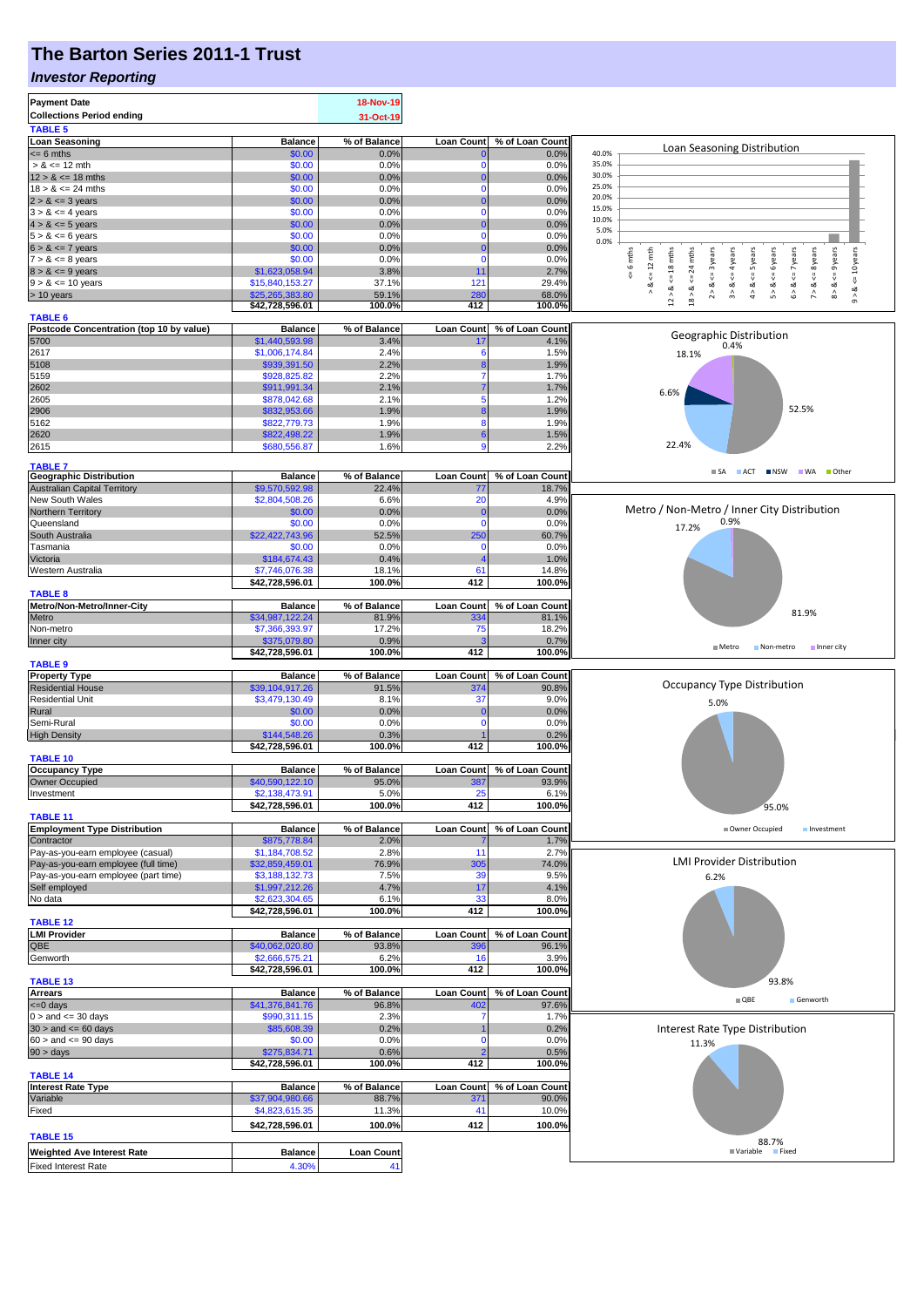# The Barton Series 2011-1 Trust

## *Investor Reporting*

| | |
|---|---|
| **Payment Date** | 18-Nov-19 |
| **Collections Period ending** | 31-Oct-19 |

**TABLE 5**

| Loan Seasoning | Balance | % of Balance | Loan Count | % of Loan Count |
|---|---|---|---|---|
| <= 6 mths | $0.00 | 0.0% | 0 | 0.0% |
| > & <= 12 mth | $0.00 | 0.0% | 0 | 0.0% |
| 12 > & <= 18 mths | $0.00 | 0.0% | 0 | 0.0% |
| 18 > & <= 24 mths | $0.00 | 0.0% | 0 | 0.0% |
| 2 > & <= 3 years | $0.00 | 0.0% | 0 | 0.0% |
| 3 > & <= 4 years | $0.00 | 0.0% | 0 | 0.0% |
| 4 > & <= 5 years | $0.00 | 0.0% | 0 | 0.0% |
| 5 > & <= 6 years | $0.00 | 0.0% | 0 | 0.0% |
| 6 > & <= 7 years | $0.00 | 0.0% | 0 | 0.0% |
| 7 > & <= 8 years | $0.00 | 0.0% | 0 | 0.0% |
| 8 > & <= 9 years | $1,623,058.94 | 3.8% | 11 | 2.7% |
| 9 > & <= 10 years | $15,840,153.27 | 37.1% | 121 | 29.4% |
| > 10 years | $25,265,383.80 | 59.1% | 280 | 68.0% |
| | $42,728,596.01 | 100.0% | 412 | 100.0% |

**TABLE 6**

| Postcode Concentration (top 10 by value) | Balance | % of Balance | Loan Count | % of Loan Count |
|---|---|---|---|---|
| 5700 | $1,440,593.98 | 3.4% | 17 | 4.1% |
| 2617 | $1,006,174.84 | 2.4% | 6 | 1.5% |
| 5108 | $939,391.50 | 2.2% | 8 | 1.9% |
| 5159 | $928,825.82 | 2.2% | 7 | 1.7% |
| 2602 | $911,991.34 | 2.1% | 7 | 1.7% |
| 2605 | $878,042.68 | 2.1% | 5 | 1.2% |
| 2906 | $832,953.66 | 1.9% | 8 | 1.9% |
| 5162 | $822,779.73 | 1.9% | 8 | 1.9% |
| 2620 | $822,498.22 | 1.9% | 6 | 1.5% |
| 2615 | $680,556.87 | 1.6% | 9 | 2.2% |

**TABLE 7**

| Geographic Distribution | Balance | % of Balance | Loan Count | % of Loan Count |
|---|---|---|---|---|
| Australian Capital Territory | $9,570,592.98 | 22.4% | 77 | 18.7% |
| New South Wales | $2,804,508.26 | 6.6% | 20 | 4.9% |
| Northern Territory | $0.00 | 0.0% | 0 | 0.0% |
| Queensland | $0.00 | 0.0% | 0 | 0.0% |
| South Australia | $22,422,743.96 | 52.5% | 250 | 60.7% |
| Tasmania | $0.00 | 0.0% | 0 | 0.0% |
| Victoria | $184,674.43 | 0.4% | 4 | 1.0% |
| Western Australia | $7,746,076.38 | 18.1% | 61 | 14.8% |
| | $42,728,596.01 | 100.0% | 412 | 100.0% |

**TABLE 8**

| Metro/Non-Metro/Inner-City | Balance | % of Balance | Loan Count | % of Loan Count |
|---|---|---|---|---|
| Metro | $34,987,122.24 | 81.9% | 334 | 81.1% |
| Non-metro | $7,366,393.97 | 17.2% | 75 | 18.2% |
| Inner city | $375,079.80 | 0.9% | 3 | 0.7% |
| | $42,728,596.01 | 100.0% | 412 | 100.0% |

**TABLE 9**

| Property Type | Balance | % of Balance | Loan Count | % of Loan Count |
|---|---|---|---|---|
| Residential House | $39,104,917.26 | 91.5% | 374 | 90.8% |
| Residential Unit | $3,479,130.49 | 8.1% | 37 | 9.0% |
| Rural | $0.00 | 0.0% | 0 | 0.0% |
| Semi-Rural | $0.00 | 0.0% | 0 | 0.0% |
| High Density | $144,548.26 | 0.3% | 1 | 0.2% |
| | $42,728,596.01 | 100.0% | 412 | 100.0% |

**TABLE 10**

| Occupancy Type | Balance | % of Balance | Loan Count | % of Loan Count |
|---|---|---|---|---|
| Owner Occupied | $40,590,122.10 | 95.0% | 387 | 93.9% |
| Investment | $2,138,473.91 | 5.0% | 25 | 6.1% |
| | $42,728,596.01 | 100.0% | 412 | 100.0% |

**TABLE 11**

| Employment Type Distribution | Balance | % of Balance | Loan Count | % of Loan Count |
|---|---|---|---|---|
| Contractor | $875,778.84 | 2.0% | 7 | 1.7% |
| Pay-as-you-earn employee (casual) | $1,184,708.52 | 2.8% | 11 | 2.7% |
| Pay-as-you-earn employee (full time) | $32,859,459.01 | 76.9% | 305 | 74.0% |
| Pay-as-you-earn employee (part time) | $3,188,132.73 | 7.5% | 39 | 9.5% |
| Self employed | $1,997,212.26 | 4.7% | 17 | 4.1% |
| No data | $2,623,304.65 | 6.1% | 33 | 8.0% |
| | $42,728,596.01 | 100.0% | 412 | 100.0% |

**TABLE 12**

| LMI Provider | Balance | % of Balance | Loan Count | % of Loan Count |
|---|---|---|---|---|
| QBE | $40,062,020.80 | 93.8% | 396 | 96.1% |
| Genworth | $2,666,575.21 | 6.2% | 16 | 3.9% |
| | $42,728,596.01 | 100.0% | 412 | 100.0% |

**TABLE 13**

| Arrears | Balance | % of Balance | Loan Count | % of Loan Count |
|---|---|---|---|---|
| <=0 days | $41,376,841.76 | 96.8% | 402 | 97.6% |
| 0 > and <= 30 days | $990,311.15 | 2.3% | 7 | 1.7% |
| 30 > and <= 60 days | $85,608.39 | 0.2% | 1 | 0.2% |
| 60 > and <= 90 days | $0.00 | 0.0% | 0 | 0.0% |
| 90 > days | $275,834.71 | 0.6% | 2 | 0.5% |
| | $42,728,596.01 | 100.0% | 412 | 100.0% |

**TABLE 14**

| Interest Rate Type | Balance | % of Balance | Loan Count | % of Loan Count |
|---|---|---|---|---|
| Variable | $37,904,980.66 | 88.7% | 371 | 90.0% |
| Fixed | $4,823,615.35 | 11.3% | 41 | 10.0% |
| | $42,728,596.01 | 100.0% | 412 | 100.0% |

**TABLE 15**

| Weighted Ave Interest Rate | Balance | Loan Count |
|---|---|---|
| Fixed Interest Rate | 4.30% | 41 |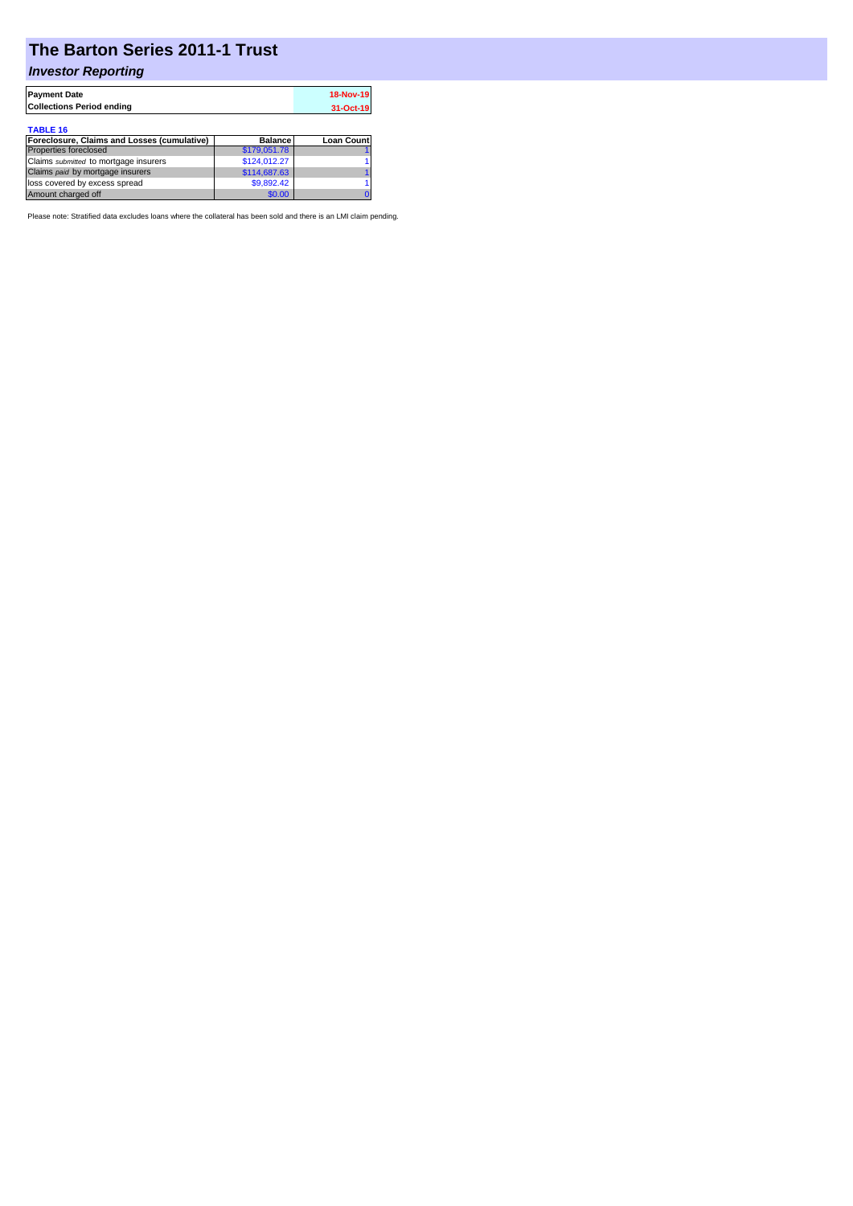# The Barton Series 2011-1 Trust

## *Investor Reporting*

| | |
|---|---|
| **Payment Date** | 18-Nov-19 |
| **Collections Period ending** | 31-Oct-19 |

**TABLE 16**

| Foreclosure, Claims and Losses (cumulative) | Balance | Loan Count |
|---|---|---|
| Properties foreclosed | $179,051.78 | 1 |
| Claims *submitted* to mortgage insurers | $124,012.27 | 1 |
| Claims *paid* by mortgage insurers | $114,687.63 | 1 |
| loss covered by excess spread | $9,892.42 | 1 |
| Amount charged off | $0.00 | 0 |

Please note: Stratified data excludes loans where the collateral has been sold and there is an LMI claim pending.